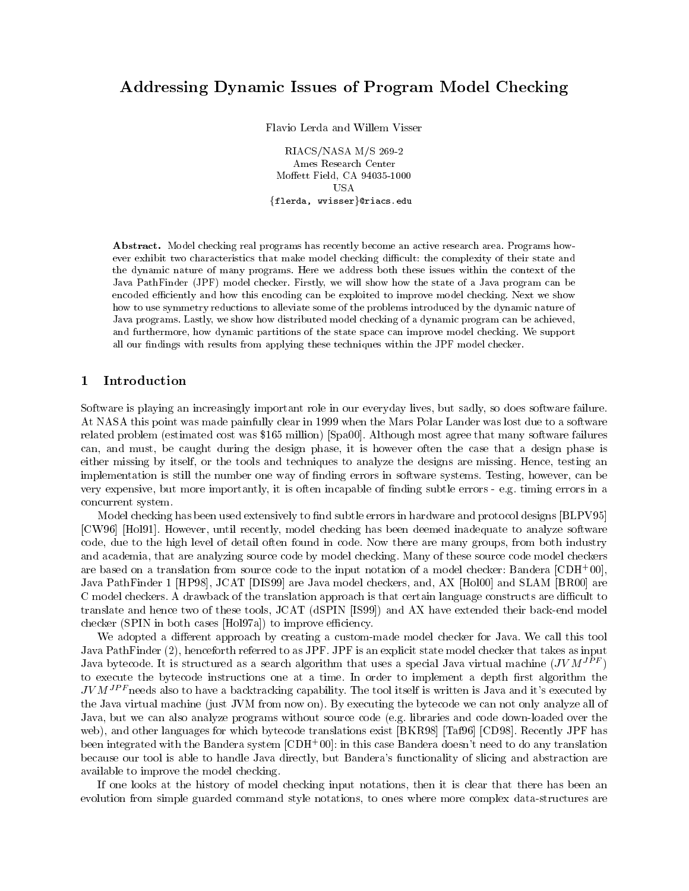# Addressing Dynamic Issues of Program Model Checking

Flavio Lerda and Willem Visser

RIACS/NASA M/S 269-2
Ames Research Center
Moffett Field, CA 94035-1000
USA
{flerda, wvisser}@riacs.edu

**Abstract.** Model checking real programs has recently become an active research area. Programs however exhibit two characteristics that make model checking difficult: the complexity of their state and the dynamic nature of many programs. Here we address both these issues within the context of the Java PathFinder (JPF) model checker. Firstly, we will show how the state of a Java program can be encoded efficiently and how this encoding can be exploited to improve model checking. Next we show how to use symmetry reductions to alleviate some of the problems introduced by the dynamic nature of Java programs. Lastly, we show how distributed model checking of a dynamic program can be achieved, and furthermore, how dynamic partitions of the state space can improve model checking. We support all our findings with results from applying these techniques within the JPF model checker.

## 1 Introduction

Software is playing an increasingly important role in our everyday lives, but sadly, so does software failure. At NASA this point was made painfully clear in 1999 when the Mars Polar Lander was lost due to a software related problem (estimated cost was $165 million) [Spa00]. Although most agree that many software failures can, and must, be caught during the design phase, it is however often the case that a design phase is either missing by itself, or the tools and techniques to analyze the designs are missing. Hence, testing an implementation is still the number one way of finding errors in software systems. Testing, however, can be very expensive, but more importantly, it is often incapable of finding subtle errors - e.g. timing errors in a concurrent system.

Model checking has been used extensively to find subtle errors in hardware and protocol designs [BLPV95] [CW96] [Hol91]. However, until recently, model checking has been deemed inadequate to analyze software code, due to the high level of detail often found in code. Now there are many groups, from both industry and academia, that are analyzing source code by model checking. Many of these source code model checkers are based on a translation from source code to the input notation of a model checker: Bandera [CDH+00], Java PathFinder 1 [HP98], JCAT [DIS99] are Java model checkers, and, AX [Hol00] and SLAM [BR00] are C model checkers. A drawback of the translation approach is that certain language constructs are difficult to translate and hence two of these tools, JCAT (dSPIN [IS99]) and AX have extended their back-end model checker (SPIN in both cases [Hol97a]) to improve efficiency.

We adopted a different approach by creating a custom-made model checker for Java. We call this tool Java PathFinder (2), henceforth referred to as JPF. JPF is an explicit state model checker that takes as input Java bytecode. It is structured as a search algorithm that uses a special Java virtual machine ($JVM^{JPF}$) to execute the bytecode instructions one at a time. In order to implement a depth first algorithm the $JVM^{JPF}$ needs also to have a backtracking capability. The tool itself is written is Java and it's executed by the Java virtual machine (just JVM from now on). By executing the bytecode we can not only analyze all of Java, but we can also analyze programs without source code (e.g. libraries and code down-loaded over the web), and other languages for which bytecode translations exist [BKR98] [Taf96] [CD98]. Recently JPF has been integrated with the Bandera system [CDH+00]: in this case Bandera doesn't need to do any translation because our tool is able to handle Java directly, but Bandera's functionality of slicing and abstraction are available to improve the model checking.

If one looks at the history of model checking input notations, then it is clear that there has been an evolution from simple guarded command style notations, to ones where more complex data-structures are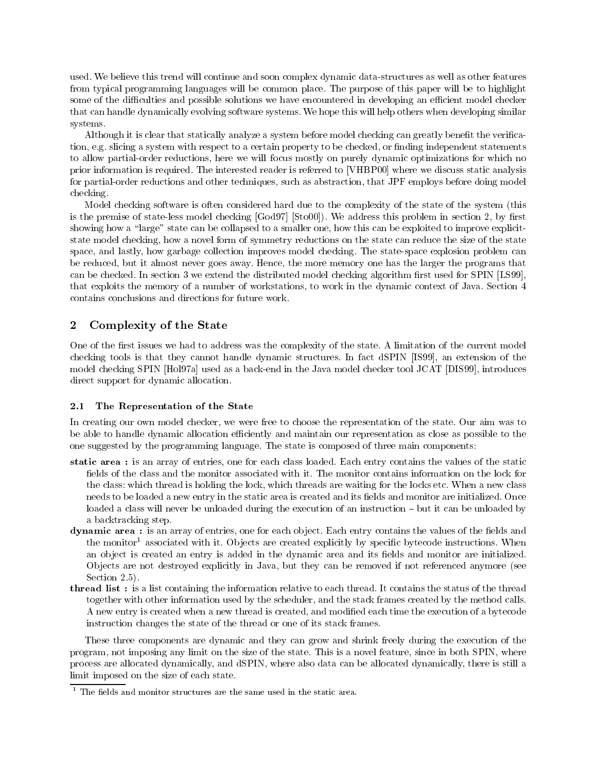used. We believe this trend will continue and soon complex dynamic data-structures as well as other features from typical programming languages will be common place. The purpose of this paper will be to highlight some of the difficulties and possible solutions we have encountered in developing an efficient model checker that can handle dynamically evolving software systems. We hope this will help others when developing similar systems.

Although it is clear that statically analyze a system before model checking can greatly benefit the verification, e.g. slicing a system with respect to a certain property to be checked, or finding independent statements to allow partial-order reductions, here we will focus mostly on purely dynamic optimizations for which no prior information is required. The interested reader is referred to [VHBP00] where we discuss static analysis for partial-order reductions and other techniques, such as abstraction, that JPF employs before doing model checking.

Model checking software is often considered hard due to the complexity of the state of the system (this is the premise of state-less model checking [God97] [Sto00]). We address this problem in section 2, by first showing how a "large" state can be collapsed to a smaller one, how this can be exploited to improve explicit-state model checking, how a novel form of symmetry reductions on the state can reduce the size of the state space, and lastly, how garbage collection improves model checking. The state-space explosion problem can be reduced, but it almost never goes away. Hence, the more memory one has the larger the programs that can be checked. In section 3 we extend the distributed model checking algorithm first used for SPIN [LS99], that exploits the memory of a number of workstations, to work in the dynamic context of Java. Section 4 contains conclusions and directions for future work.

## 2 Complexity of the State

One of the first issues we had to address was the complexity of the state. A limitation of the current model checking tools is that they cannot handle dynamic structures. In fact dSPIN [IS99], an extension of the model checking SPIN [Hol97a] used as a back-end in the Java model checker tool JCAT [DIS99], introduces direct support for dynamic allocation.

### 2.1 The Representation of the State

In creating our own model checker, we were free to choose the representation of the state. Our aim was to be able to handle dynamic allocation efficiently and maintain our representation as close as possible to the one suggested by the programming language. The state is composed of three main components:

- **static area :** is an array of entries, one for each class loaded. Each entry contains the values of the static fields of the class and the monitor associated with it. The monitor contains information on the lock for the class: which thread is holding the lock, which threads are waiting for the locks etc. When a new class needs to be loaded a new entry in the static area is created and its fields and monitor are initialized. Once loaded a class will never be unloaded during the execution of an instruction – but it can be unloaded by a backtracking step.
- **dynamic area :** is an array of entries, one for each object. Each entry contains the values of the fields and the monitor[1] associated with it. Objects are created explicitly by specific bytecode instructions. When an object is created an entry is added in the dynamic area and its fields and monitor are initialized. Objects are not destroyed explicitly in Java, but they can be removed if not referenced anymore (see Section 2.5).
- **thread list :** is a list containing the information relative to each thread. It contains the status of the thread together with other information used by the scheduler, and the stack frames created by the method calls. A new entry is created when a new thread is created, and modified each time the execution of a bytecode instruction changes the state of the thread or one of its stack frames.

These three components are dynamic and they can grow and shrink freely during the execution of the program, not imposing any limit on the size of the state. This is a novel feature, since in both SPIN, where process are allocated dynamically, and dSPIN, where also data can be allocated dynamically, there is still a limit imposed on the size of each state.

[1] The fields and monitor structures are the same used in the static area.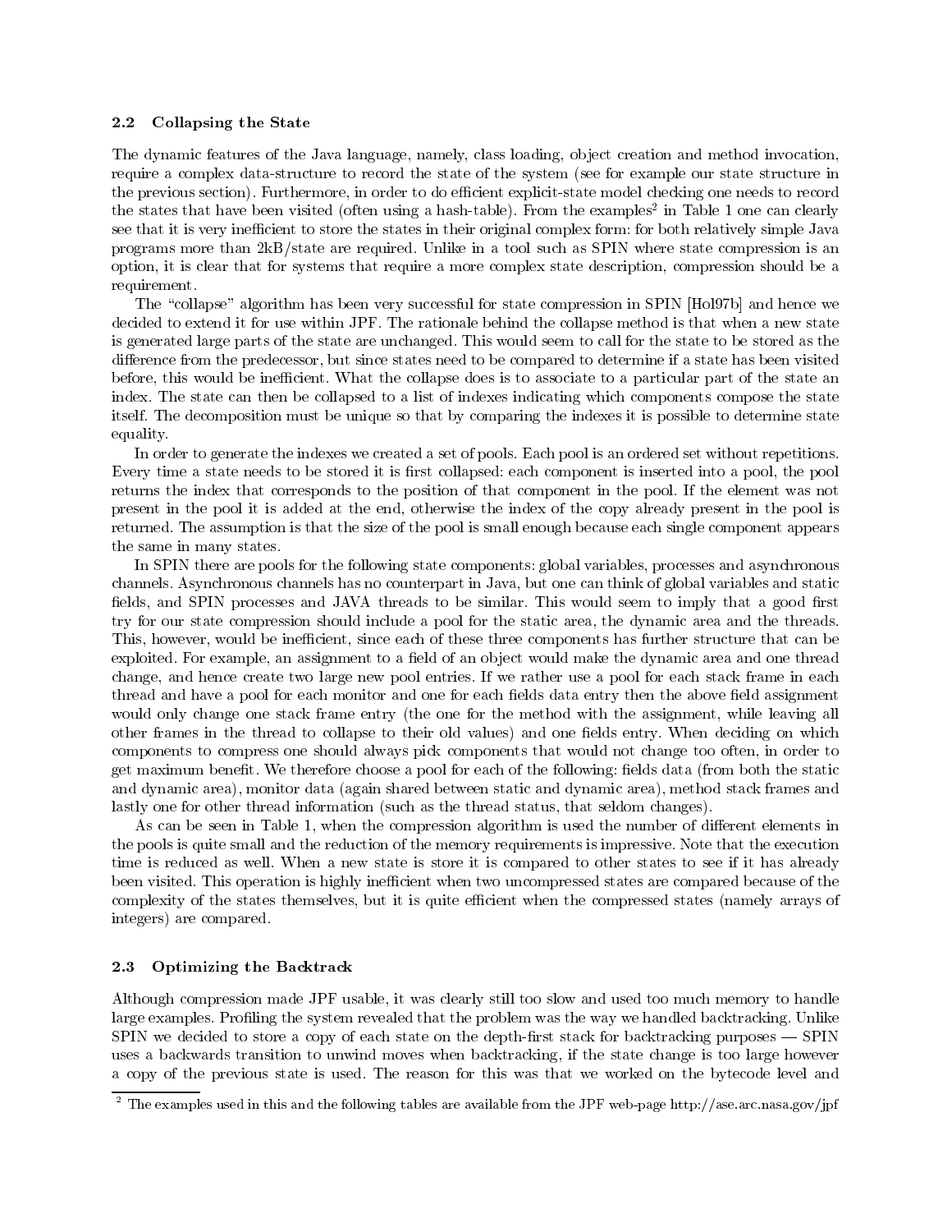### 2.2 Collapsing the State

The dynamic features of the Java language, namely, class loading, object creation and method invocation, require a complex data-structure to record the state of the system (see for example our state structure in the previous section). Furthermore, in order to do efficient explicit-state model checking one needs to record the states that have been visited (often using a hash-table). From the examples[2] in Table 1 one can clearly see that it is very inefficient to store the states in their original complex form: for both relatively simple Java programs more than 2kB/state are required. Unlike in a tool such as SPIN where state compression is an option, it is clear that for systems that require a more complex state description, compression should be a requirement.

The "collapse" algorithm has been very successful for state compression in SPIN [Hol97b] and hence we decided to extend it for use within JPF. The rationale behind the collapse method is that when a new state is generated large parts of the state are unchanged. This would seem to call for the state to be stored as the difference from the predecessor, but since states need to be compared to determine if a state has been visited before, this would be inefficient. What the collapse does is to associate to a particular part of the state an index. The state can then be collapsed to a list of indexes indicating which components compose the state itself. The decomposition must be unique so that by comparing the indexes it is possible to determine state equality.

In order to generate the indexes we created a set of pools. Each pool is an ordered set without repetitions. Every time a state needs to be stored it is first collapsed: each component is inserted into a pool, the pool returns the index that corresponds to the position of that component in the pool. If the element was not present in the pool it is added at the end, otherwise the index of the copy already present in the pool is returned. The assumption is that the size of the pool is small enough because each single component appears the same in many states.

In SPIN there are pools for the following state components: global variables, processes and asynchronous channels. Asynchronous channels has no counterpart in Java, but one can think of global variables and static fields, and SPIN processes and JAVA threads to be similar. This would seem to imply that a good first try for our state compression should include a pool for the static area, the dynamic area and the threads. This, however, would be inefficient, since each of these three components has further structure that can be exploited. For example, an assignment to a field of an object would make the dynamic area and one thread change, and hence create two large new pool entries. If we rather use a pool for each stack frame in each thread and have a pool for each monitor and one for each fields data entry then the above field assignment would only change one stack frame entry (the one for the method with the assignment, while leaving all other frames in the thread to collapse to their old values) and one fields entry. When deciding on which components to compress one should always pick components that would not change too often, in order to get maximum benefit. We therefore choose a pool for each of the following: fields data (from both the static and dynamic area), monitor data (again shared between static and dynamic area), method stack frames and lastly one for other thread information (such as the thread status, that seldom changes).

As can be seen in Table 1, when the compression algorithm is used the number of different elements in the pools is quite small and the reduction of the memory requirements is impressive. Note that the execution time is reduced as well. When a new state is store it is compared to other states to see if it has already been visited. This operation is highly inefficient when two uncompressed states are compared because of the complexity of the states themselves, but it is quite efficient when the compressed states (namely arrays of integers) are compared.

### 2.3 Optimizing the Backtrack

Although compression made JPF usable, it was clearly still too slow and used too much memory to handle large examples. Profiling the system revealed that the problem was the way we handled backtracking. Unlike SPIN we decided to store a copy of each state on the depth-first stack for backtracking purposes — SPIN uses a backwards transition to unwind moves when backtracking, if the state change is too large however a copy of the previous state is used. The reason for this was that we worked on the bytecode level and

[2] The examples used in this and the following tables are available from the JPF web-page http://ase.arc.nasa.gov/jpf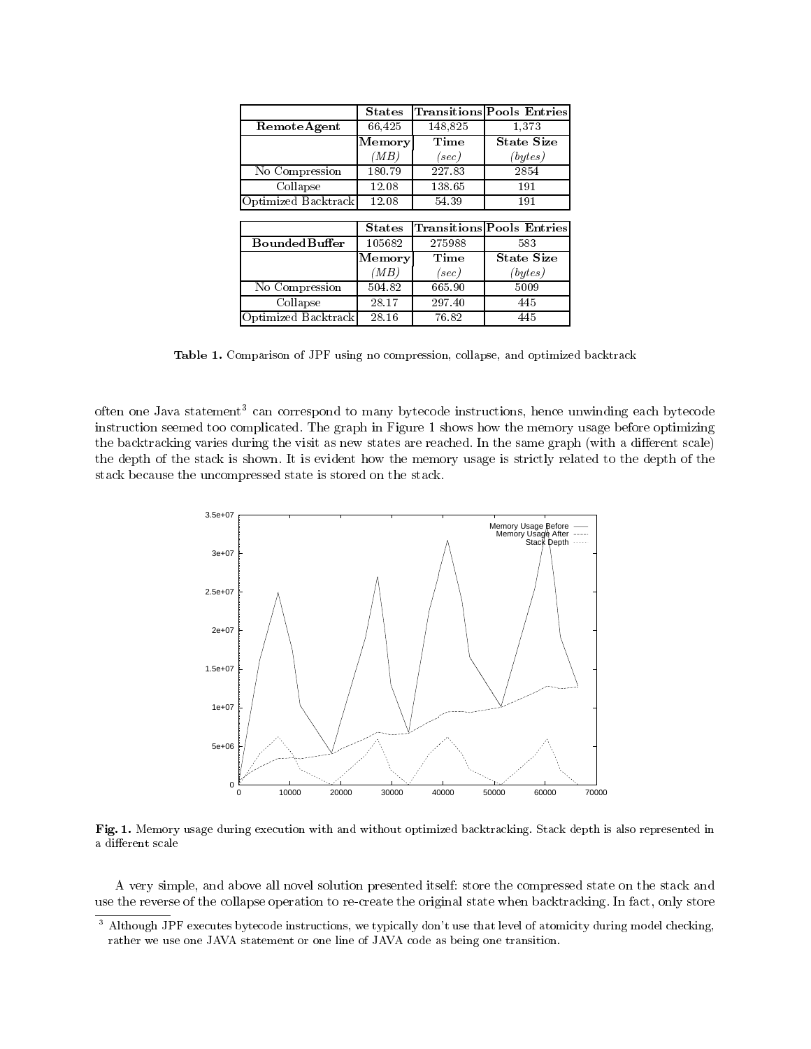| | States | Transitions | Pools Entries |
|---|---|---|---|
| **RemoteAgent** | 66,425 | 148,825 | 1,373 |
| | **Memory** *(MB)* | **Time** *(sec)* | **State Size** *(bytes)* |
| No Compression | 180.79 | 227.83 | 2854 |
| Collapse | 12.08 | 138.65 | 191 |
| Optimized Backtrack | 12.08 | 54.39 | 191 |

| | States | Transitions | Pools Entries |
|---|---|---|---|
| **BoundedBuffer** | 105682 | 275988 | 583 |
| | **Memory** *(MB)* | **Time** *(sec)* | **State Size** *(bytes)* |
| No Compression | 504.82 | 665.90 | 5009 |
| Collapse | 28.17 | 297.40 | 445 |
| Optimized Backtrack | 28.16 | 76.82 | 445 |

**Table 1.** Comparison of JPF using no compression, collapse, and optimized backtrack

often one Java statement[3] can correspond to many bytecode instructions, hence unwinding each bytecode instruction seemed too complicated. The graph in Figure 1 shows how the memory usage before optimizing the backtracking varies during the visit as new states are reached. In the same graph (with a different scale) the depth of the stack is shown. It is evident how the memory usage is strictly related to the depth of the stack because the uncompressed state is stored on the stack.

**Fig. 1.** Memory usage during execution with and without optimized backtracking. Stack depth is also represented in a different scale

A very simple, and above all novel solution presented itself: store the compressed state on the stack and use the reverse of the collapse operation to re-create the original state when backtracking. In fact, only store

[3] Although JPF executes bytecode instructions, we typically don't use that level of atomicity during model checking, rather we use one JAVA statement or one line of JAVA code as being one transition.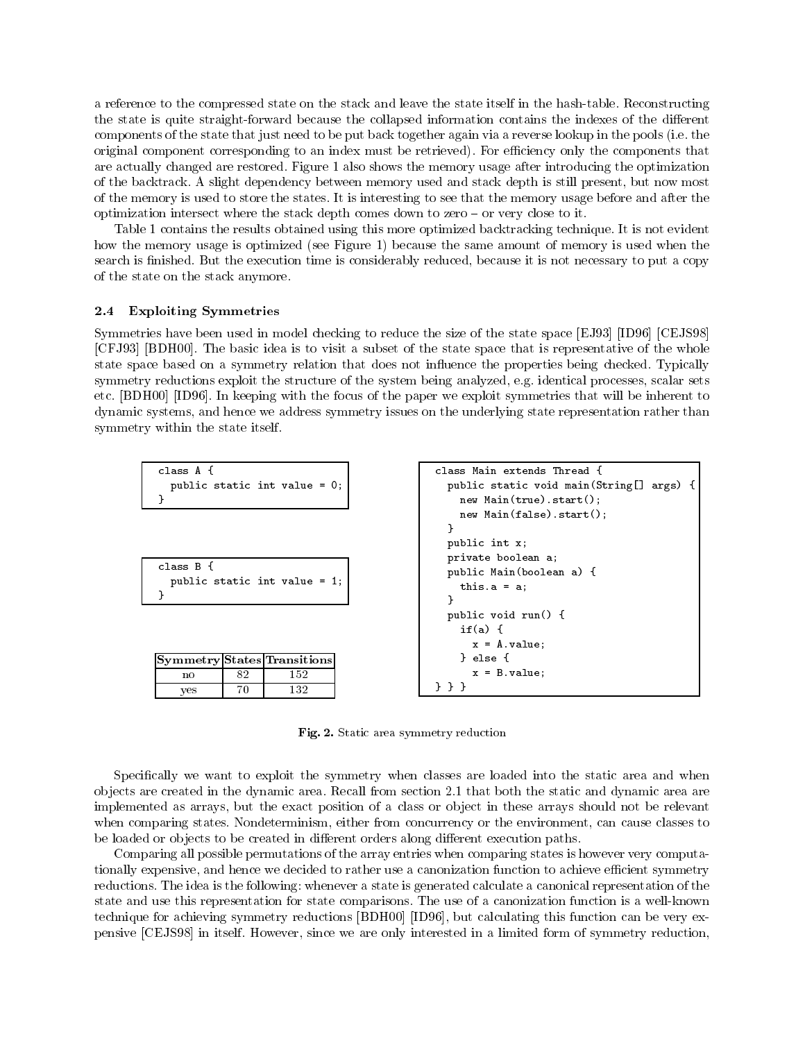a reference to the compressed state on the stack and leave the state itself in the hash-table. Reconstructing the state is quite straight-forward because the collapsed information contains the indexes of the different components of the state that just need to be put back together again via a reverse lookup in the pools (i.e. the original component corresponding to an index must be retrieved). For efficiency only the components that are actually changed are restored. Figure 1 also shows the memory usage after introducing the optimization of the backtrack. A slight dependency between memory used and stack depth is still present, but now most of the memory is used to store the states. It is interesting to see that the memory usage before and after the optimization intersect where the stack depth comes down to zero – or very close to it.

Table 1 contains the results obtained using this more optimized backtracking technique. It is not evident how the memory usage is optimized (see Figure 1) because the same amount of memory is used when the search is finished. But the execution time is considerably reduced, because it is not necessary to put a copy of the state on the stack anymore.

### 2.4 Exploiting Symmetries

Symmetries have been used in model checking to reduce the size of the state space [EJ93] [ID96] [CEJS98] [CFJ93] [BDH00]. The basic idea is to visit a subset of the state space that is representative of the whole state space based on a symmetry relation that does not influence the properties being checked. Typically symmetry reductions exploit the structure of the system being analyzed, e.g. identical processes, scalar sets etc. [BDH00] [ID96]. In keeping with the focus of the paper we exploit symmetries that will be inherent to dynamic systems, and hence we address symmetry issues on the underlying state representation rather than symmetry within the state itself.

```
class A {
  public static int value = 0;
}
```

```
class B {
  public static int value = 1;
}
```

| Symmetry | States | Transitions |
|---|---|---|
| no | 82 | 152 |
| yes | 70 | 132 |

```
class Main extends Thread {
  public static void main(String[] args) {
    new Main(true).start();
    new Main(false).start();
  }
  public int x;
  private boolean a;
  public Main(boolean a) {
    this.a = a;
  }
  public void run() {
    if(a) {
      x = A.value;
    } else {
      x = B.value;
} } }
```

**Fig. 2.** Static area symmetry reduction

Specifically we want to exploit the symmetry when classes are loaded into the static area and when objects are created in the dynamic area. Recall from section 2.1 that both the static and dynamic area are implemented as arrays, but the exact position of a class or object in these arrays should not be relevant when comparing states. Nondeterminism, either from concurrency or the environment, can cause classes to be loaded or objects to be created in different orders along different execution paths.

Comparing all possible permutations of the array entries when comparing states is however very computationally expensive, and hence we decided to rather use a canonization function to achieve efficient symmetry reductions. The idea is the following: whenever a state is generated calculate a canonical representation of the state and use this representation for state comparisons. The use of a canonization function is a well-known technique for achieving symmetry reductions [BDH00] [ID96], but calculating this function can be very expensive [CEJS98] in itself. However, since we are only interested in a limited form of symmetry reduction,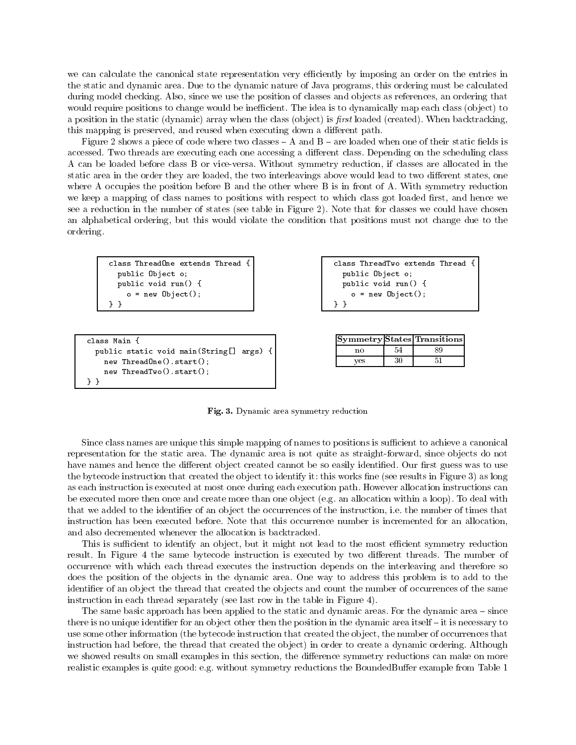we can calculate the canonical state representation very efficiently by imposing an order on the entries in the static and dynamic area. Due to the dynamic nature of Java programs, this ordering must be calculated during model checking. Also, since we use the position of classes and objects as references, an ordering that would require positions to change would be inefficient. The idea is to dynamically map each class (object) to a position in the static (dynamic) array when the class (object) is *first* loaded (created). When backtracking, this mapping is preserved, and reused when executing down a different path.

Figure 2 shows a piece of code where two classes – A and B – are loaded when one of their static fields is accessed. Two threads are executing each one accessing a different class. Depending on the scheduling class A can be loaded before class B or vice-versa. Without symmetry reduction, if classes are allocated in the static area in the order they are loaded, the two interleavings above would lead to two different states, one where A occupies the position before B and the other where B is in front of A. With symmetry reduction we keep a mapping of class names to positions with respect to which class got loaded first, and hence we see a reduction in the number of states (see table in Figure 2). Note that for classes we could have chosen an alphabetical ordering, but this would violate the condition that positions must not change due to the ordering.

```
class ThreadOne extends Thread {
  public Object o;
  public void run() {
    o = new Object();
} }
```

```
class ThreadTwo extends Thread {
  public Object o;
  public void run() {
    o = new Object();
} }
```

```
class Main {
  public static void main(String[] args) {
    new ThreadOne().start();
    new ThreadTwo().start();
} }
```

| Symmetry | States | Transitions |
|---|---|---|
| no | 54 | 89 |
| yes | 30 | 51 |

**Fig. 3.** Dynamic area symmetry reduction

Since class names are unique this simple mapping of names to positions is sufficient to achieve a canonical representation for the static area. The dynamic area is not quite as straight-forward, since objects do not have names and hence the different object created cannot be so easily identified. Our first guess was to use the bytecode instruction that created the object to identify it: this works fine (see results in Figure 3) as long as each instruction is executed at most once during each execution path. However allocation instructions can be executed more then once and create more than one object (e.g. an allocation within a loop). To deal with that we added to the identifier of an object the occurrences of the instruction, i.e. the number of times that instruction has been executed before. Note that this occurrence number is incremented for an allocation, and also decremented whenever the allocation is backtracked.

This is sufficient to identify an object, but it might not lead to the most efficient symmetry reduction result. In Figure 4 the same bytecode instruction is executed by two different threads. The number of occurrence with which each thread executes the instruction depends on the interleaving and therefore so does the position of the objects in the dynamic area. One way to address this problem is to add to the identifier of an object the thread that created the objects and count the number of occurrences of the same instruction in each thread separately (see last row in the table in Figure 4).

The same basic approach has been applied to the static and dynamic areas. For the dynamic area – since there is no unique identifier for an object other then the position in the dynamic area itself – it is necessary to use some other information (the bytecode instruction that created the object, the number of occurrences that instruction had before, the thread that created the object) in order to create a dynamic ordering. Although we showed results on small examples in this section, the difference symmetry reductions can make on more realistic examples is quite good: e.g. without symmetry reductions the BoundedBuffer example from Table 1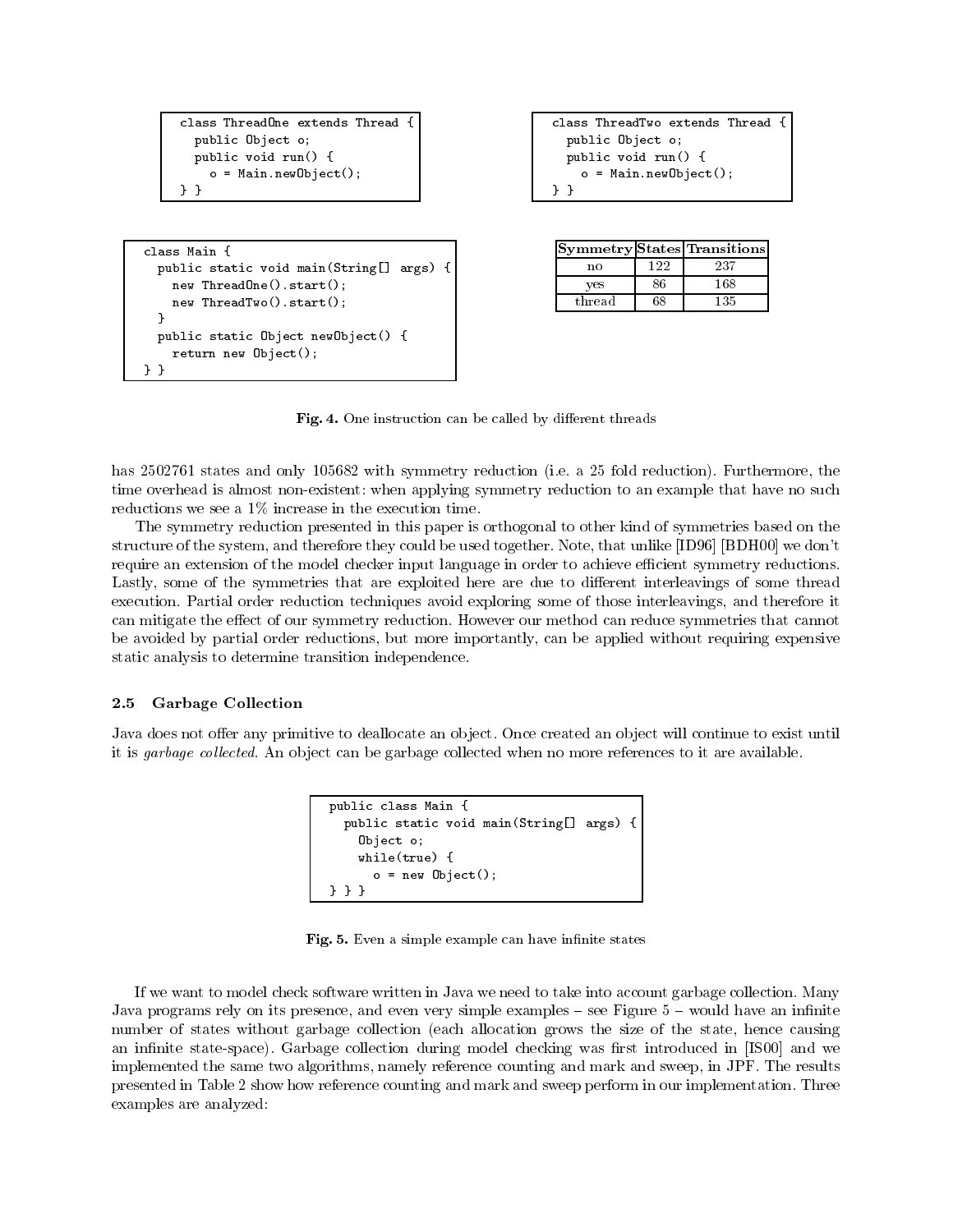```
class ThreadOne extends Thread {
  public Object o;
  public void run() {
    o = Main.newObject();
} }
```

```
class ThreadTwo extends Thread {
  public Object o;
  public void run() {
    o = Main.newObject();
} }
```

```
class Main {
  public static void main(String[] args) {
    new ThreadOne().start();
    new ThreadTwo().start();
  }
  public static Object newObject() {
    return new Object();
} }
```

| Symmetry | States | Transitions |
|---|---|---|
| no | 122 | 237 |
| yes | 86 | 168 |
| thread | 68 | 135 |

**Fig. 4.** One instruction can be called by different threads

has 2502761 states and only 105682 with symmetry reduction (i.e. a 25 fold reduction). Furthermore, the time overhead is almost non-existent: when applying symmetry reduction to an example that have no such reductions we see a 1% increase in the execution time.

The symmetry reduction presented in this paper is orthogonal to other kind of symmetries based on the structure of the system, and therefore they could be used together. Note, that unlike [ID96] [BDH00] we don't require an extension of the model checker input language in order to achieve efficient symmetry reductions. Lastly, some of the symmetries that are exploited here are due to different interleavings of some thread execution. Partial order reduction techniques avoid exploring some of those interleavings, and therefore it can mitigate the effect of our symmetry reduction. However our method can reduce symmetries that cannot be avoided by partial order reductions, but more importantly, can be applied without requiring expensive static analysis to determine transition independence.

### 2.5 Garbage Collection

Java does not offer any primitive to deallocate an object. Once created an object will continue to exist until it is *garbage collected*. An object can be garbage collected when no more references to it are available.

```
public class Main {
  public static void main(String[] args) {
    Object o;
    while(true) {
      o = new Object();
} } }
```

**Fig. 5.** Even a simple example can have infinite states

If we want to model check software written in Java we need to take into account garbage collection. Many Java programs rely on its presence, and even very simple examples – see Figure 5 – would have an infinite number of states without garbage collection (each allocation grows the size of the state, hence causing an infinite state-space). Garbage collection during model checking was first introduced in [IS00] and we implemented the same two algorithms, namely reference counting and mark and sweep, in JPF. The results presented in Table 2 show how reference counting and mark and sweep perform in our implementation. Three examples are analyzed: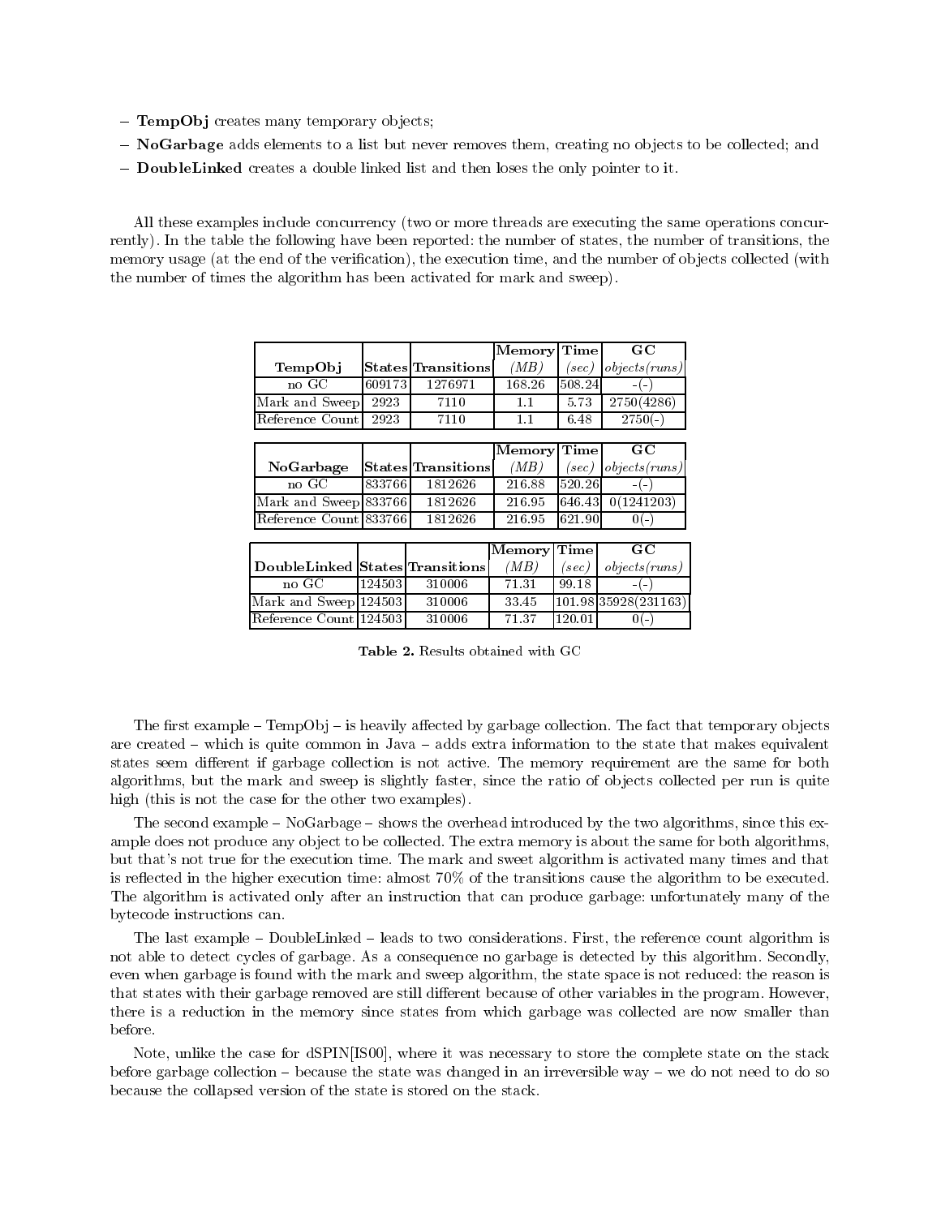- **TempObj** creates many temporary objects;
- **NoGarbage** adds elements to a list but never removes them, creating no objects to be collected; and
- **DoubleLinked** creates a double linked list and then loses the only pointer to it.

All these examples include concurrency (two or more threads are executing the same operations concurrently). In the table the following have been reported: the number of states, the number of transitions, the memory usage (at the end of the verification), the execution time, and the number of objects collected (with the number of times the algorithm has been activated for mark and sweep).

| **TempObj** | **States** | **Transitions** | **Memory** *(MB)* | **Time** *(sec)* | **GC** *objects(runs)* |
|---|---|---|---|---|---|
| no GC | 609173 | 1276971 | 168.26 | 508.24 | -(-) |
| Mark and Sweep | 2923 | 7110 | 1.1 | 5.73 | 2750(4286) |
| Reference Count | 2923 | 7110 | 1.1 | 6.48 | 2750(-) |

| **NoGarbage** | **States** | **Transitions** | **Memory** *(MB)* | **Time** *(sec)* | **GC** *objects(runs)* |
|---|---|---|---|---|---|
| no GC | 833766 | 1812626 | 216.88 | 520.26 | -(-) |
| Mark and Sweep | 833766 | 1812626 | 216.95 | 646.43 | 0(1241203) |
| Reference Count | 833766 | 1812626 | 216.95 | 621.90 | 0(-) |

| **DoubleLinked** | **States** | **Transitions** | **Memory** *(MB)* | **Time** *(sec)* | **GC** *objects(runs)* |
|---|---|---|---|---|---|
| no GC | 124503 | 310006 | 71.31 | 99.18 | -(-) |
| Mark and Sweep | 124503 | 310006 | 33.45 | 101.98 | 35928(231163) |
| Reference Count | 124503 | 310006 | 71.37 | 120.01 | 0(-) |

**Table 2.** Results obtained with GC

The first example – TempObj – is heavily affected by garbage collection. The fact that temporary objects are created – which is quite common in Java – adds extra information to the state that makes equivalent states seem different if garbage collection is not active. The memory requirement are the same for both algorithms, but the mark and sweep is slightly faster, since the ratio of objects collected per run is quite high (this is not the case for the other two examples).

The second example – NoGarbage – shows the overhead introduced by the two algorithms, since this example does not produce any object to be collected. The extra memory is about the same for both algorithms, but that's not true for the execution time. The mark and sweet algorithm is activated many times and that is reflected in the higher execution time: almost 70% of the transitions cause the algorithm to be executed. The algorithm is activated only after an instruction that can produce garbage: unfortunately many of the bytecode instructions can.

The last example – DoubleLinked – leads to two considerations. First, the reference count algorithm is not able to detect cycles of garbage. As a consequence no garbage is detected by this algorithm. Secondly, even when garbage is found with the mark and sweep algorithm, the state space is not reduced: the reason is that states with their garbage removed are still different because of other variables in the program. However, there is a reduction in the memory since states from which garbage was collected are now smaller than before.

Note, unlike the case for dSPIN[IS00], where it was necessary to store the complete state on the stack before garbage collection – because the state was changed in an irreversible way – we do not need to do so because the collapsed version of the state is stored on the stack.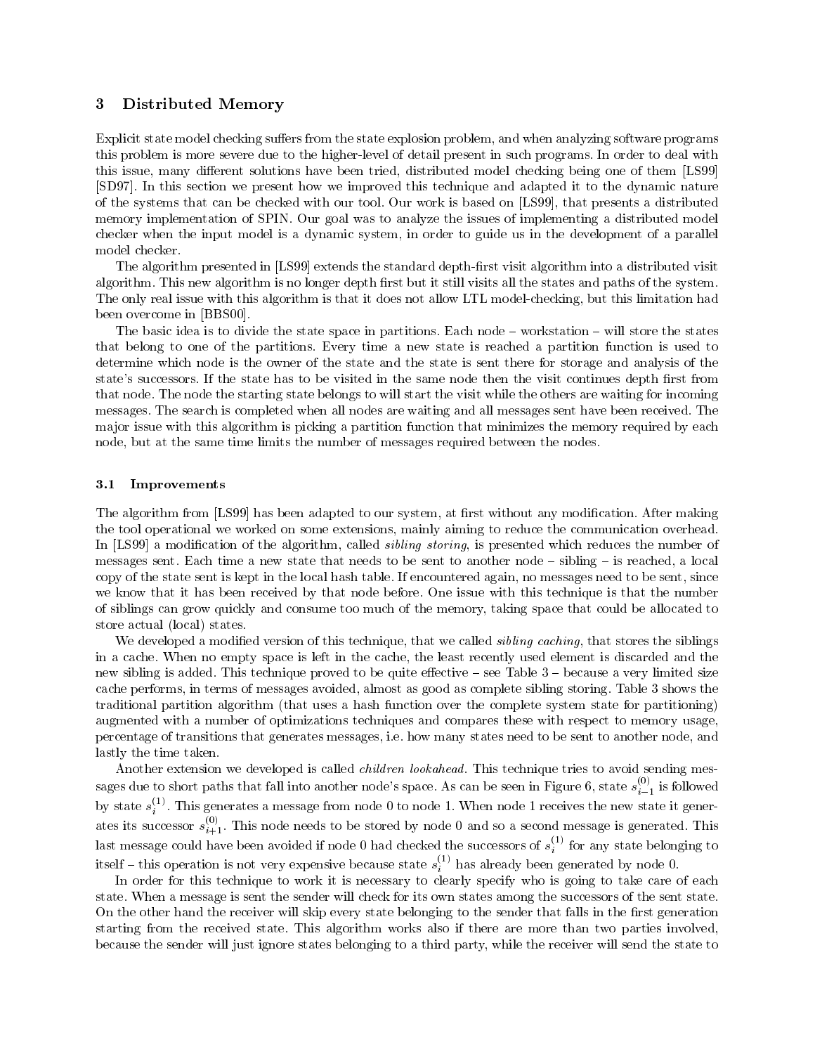## 3 Distributed Memory

Explicit state model checking suffers from the state explosion problem, and when analyzing software programs this problem is more severe due to the higher-level of detail present in such programs. In order to deal with this issue, many different solutions have been tried, distributed model checking being one of them [LS99] [SD97]. In this section we present how we improved this technique and adapted it to the dynamic nature of the systems that can be checked with our tool. Our work is based on [LS99], that presents a distributed memory implementation of SPIN. Our goal was to analyze the issues of implementing a distributed model checker when the input model is a dynamic system, in order to guide us in the development of a parallel model checker.

The algorithm presented in [LS99] extends the standard depth-first visit algorithm into a distributed visit algorithm. This new algorithm is no longer depth first but it still visits all the states and paths of the system. The only real issue with this algorithm is that it does not allow LTL model-checking, but this limitation had been overcome in [BBS00].

The basic idea is to divide the state space in partitions. Each node – workstation – will store the states that belong to one of the partitions. Every time a new state is reached a partition function is used to determine which node is the owner of the state and the state is sent there for storage and analysis of the state's successors. If the state has to be visited in the same node then the visit continues depth first from that node. The node the starting state belongs to will start the visit while the others are waiting for incoming messages. The search is completed when all nodes are waiting and all messages sent have been received. The major issue with this algorithm is picking a partition function that minimizes the memory required by each node, but at the same time limits the number of messages required between the nodes.

### 3.1 Improvements

The algorithm from [LS99] has been adapted to our system, at first without any modification. After making the tool operational we worked on some extensions, mainly aiming to reduce the communication overhead. In [LS99] a modification of the algorithm, called *sibling storing*, is presented which reduces the number of messages sent. Each time a new state that needs to be sent to another node – sibling – is reached, a local copy of the state sent is kept in the local hash table. If encountered again, no messages need to be sent, since we know that it has been received by that node before. One issue with this technique is that the number of siblings can grow quickly and consume too much of the memory, taking space that could be allocated to store actual (local) states.

We developed a modified version of this technique, that we called *sibling caching*, that stores the siblings in a cache. When no empty space is left in the cache, the least recently used element is discarded and the new sibling is added. This technique proved to be quite effective – see Table 3 – because a very limited size cache performs, in terms of messages avoided, almost as good as complete sibling storing. Table 3 shows the traditional partition algorithm (that uses a hash function over the complete system state for partitioning) augmented with a number of optimizations techniques and compares these with respect to memory usage, percentage of transitions that generates messages, i.e. how many states need to be sent to another node, and lastly the time taken.

Another extension we developed is called *children lookahead*. This technique tries to avoid sending messages due to short paths that fall into another node's space. As can be seen in Figure 6, state $s_{i-1}^{(0)}$ is followed by state $s_i^{(1)}$. This generates a message from node 0 to node 1. When node 1 receives the new state it generates its successor $s_{i+1}^{(0)}$. This node needs to be stored by node 0 and so a second message is generated. This last message could have been avoided if node 0 had checked the successors of $s_i^{(1)}$ for any state belonging to itself – this operation is not very expensive because state $s_i^{(1)}$ has already been generated by node 0.

In order for this technique to work it is necessary to clearly specify who is going to take care of each state. When a message is sent the sender will check for its own states among the successors of the sent state. On the other hand the receiver will skip every state belonging to the sender that falls in the first generation starting from the received state. This algorithm works also if there are more than two parties involved, because the sender will just ignore states belonging to a third party, while the receiver will send the state to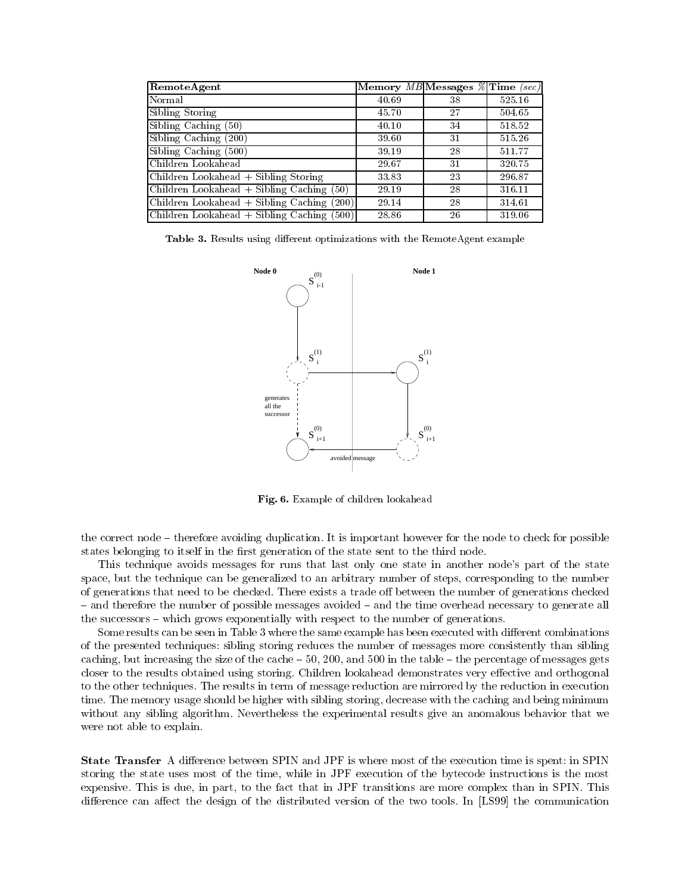| RemoteAgent | Memory *MB* | Messages % | Time *(sec)* |
|---|---|---|---|
| Normal | 40.69 | 38 | 525.16 |
| Sibling Storing | 45.70 | 27 | 504.65 |
| Sibling Caching (50) | 40.10 | 34 | 518.52 |
| Sibling Caching (200) | 39.60 | 31 | 515.26 |
| Sibling Caching (500) | 39.19 | 28 | 511.77 |
| Children Lookahead | 29.67 | 31 | 320.75 |
| Children Lookahead + Sibling Storing | 33.83 | 23 | 296.87 |
| Children Lookahead + Sibling Caching (50) | 29.19 | 28 | 316.11 |
| Children Lookahead + Sibling Caching (200) | 29.14 | 28 | 314.61 |
| Children Lookahead + Sibling Caching (500) | 28.86 | 26 | 319.06 |

**Table 3.** Results using different optimizations with the RemoteAgent example

**Fig. 6.** Example of children lookahead

the correct node – therefore avoiding duplication. It is important however for the node to check for possible states belonging to itself in the first generation of the state sent to the third node.

This technique avoids messages for runs that last only one state in another node's part of the state space, but the technique can be generalized to an arbitrary number of steps, corresponding to the number of generations that need to be checked. There exists a trade off between the number of generations checked – and therefore the number of possible messages avoided – and the time overhead necessary to generate all the successors – which grows exponentially with respect to the number of generations.

Some results can be seen in Table 3 where the same example has been executed with different combinations of the presented techniques: sibling storing reduces the number of messages more consistently than sibling caching, but increasing the size of the cache – 50, 200, and 500 in the table – the percentage of messages gets closer to the results obtained using storing. Children lookahead demonstrates very effective and orthogonal to the other techniques. The results in term of message reduction are mirrored by the reduction in execution time. The memory usage should be higher with sibling storing, decrease with the caching and being minimum without any sibling algorithm. Nevertheless the experimental results give an anomalous behavior that we were not able to explain.

**State Transfer** A difference between SPIN and JPF is where most of the execution time is spent: in SPIN storing the state uses most of the time, while in JPF execution of the bytecode instructions is the most expensive. This is due, in part, to the fact that in JPF transitions are more complex than in SPIN. This difference can affect the design of the distributed version of the two tools. In [LS99] the communication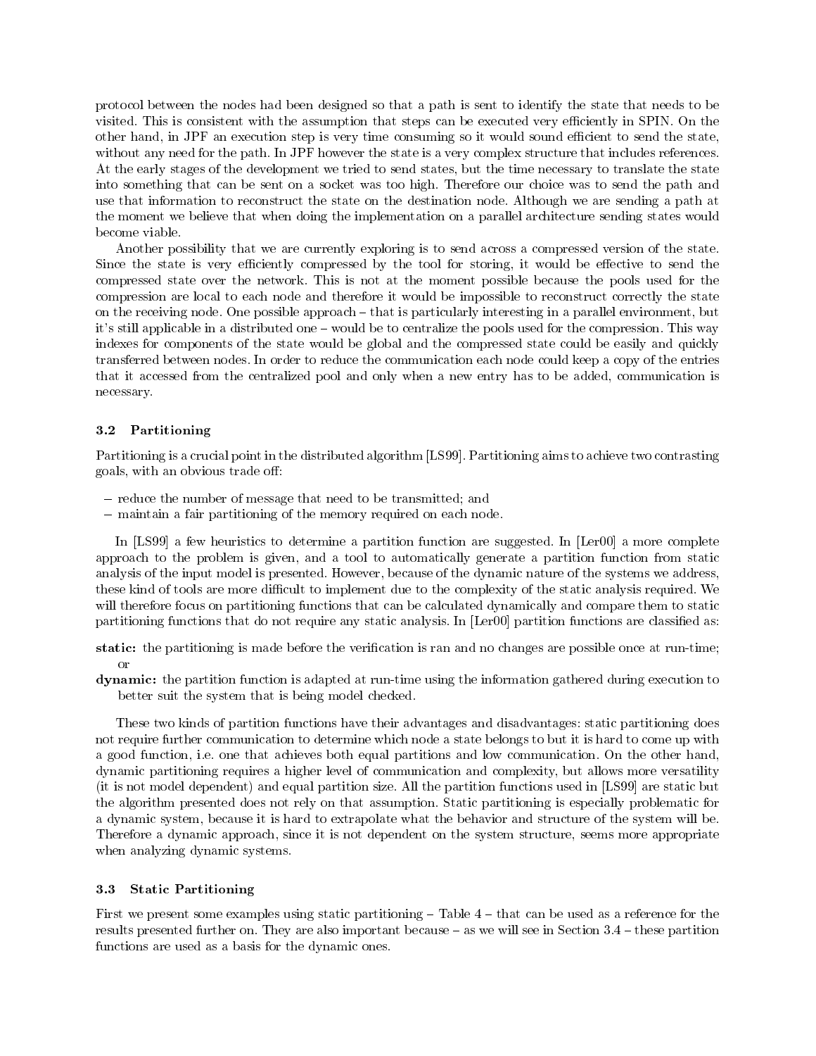protocol between the nodes had been designed so that a path is sent to identify the state that needs to be visited. This is consistent with the assumption that steps can be executed very efficiently in SPIN. On the other hand, in JPF an execution step is very time consuming so it would sound efficient to send the state, without any need for the path. In JPF however the state is a very complex structure that includes references. At the early stages of the development we tried to send states, but the time necessary to translate the state into something that can be sent on a socket was too high. Therefore our choice was to send the path and use that information to reconstruct the state on the destination node. Although we are sending a path at the moment we believe that when doing the implementation on a parallel architecture sending states would become viable.

Another possibility that we are currently exploring is to send across a compressed version of the state. Since the state is very efficiently compressed by the tool for storing, it would be effective to send the compressed state over the network. This is not at the moment possible because the pools used for the compression are local to each node and therefore it would be impossible to reconstruct correctly the state on the receiving node. One possible approach – that is particularly interesting in a parallel environment, but it's still applicable in a distributed one – would be to centralize the pools used for the compression. This way indexes for components of the state would be global and the compressed state could be easily and quickly transferred between nodes. In order to reduce the communication each node could keep a copy of the entries that it accessed from the centralized pool and only when a new entry has to be added, communication is necessary.

### 3.2 Partitioning

Partitioning is a crucial point in the distributed algorithm [LS99]. Partitioning aims to achieve two contrasting goals, with an obvious trade off:

- reduce the number of message that need to be transmitted; and
- maintain a fair partitioning of the memory required on each node.

In [LS99] a few heuristics to determine a partition function are suggested. In [Ler00] a more complete approach to the problem is given, and a tool to automatically generate a partition function from static analysis of the input model is presented. However, because of the dynamic nature of the systems we address, these kind of tools are more difficult to implement due to the complexity of the static analysis required. We will therefore focus on partitioning functions that can be calculated dynamically and compare them to static partitioning functions that do not require any static analysis. In [Ler00] partition functions are classified as:

**static:** the partitioning is made before the verification is ran and no changes are possible once at run-time; or

**dynamic:** the partition function is adapted at run-time using the information gathered during execution to better suit the system that is being model checked.

These two kinds of partition functions have their advantages and disadvantages: static partitioning does not require further communication to determine which node a state belongs to but it is hard to come up with a good function, i.e. one that achieves both equal partitions and low communication. On the other hand, dynamic partitioning requires a higher level of communication and complexity, but allows more versatility (it is not model dependent) and equal partition size. All the partition functions used in [LS99] are static but the algorithm presented does not rely on that assumption. Static partitioning is especially problematic for a dynamic system, because it is hard to extrapolate what the behavior and structure of the system will be. Therefore a dynamic approach, since it is not dependent on the system structure, seems more appropriate when analyzing dynamic systems.

### 3.3 Static Partitioning

First we present some examples using static partitioning – Table 4 – that can be used as a reference for the results presented further on. They are also important because – as we will see in Section 3.4 – these partition functions are used as a basis for the dynamic ones.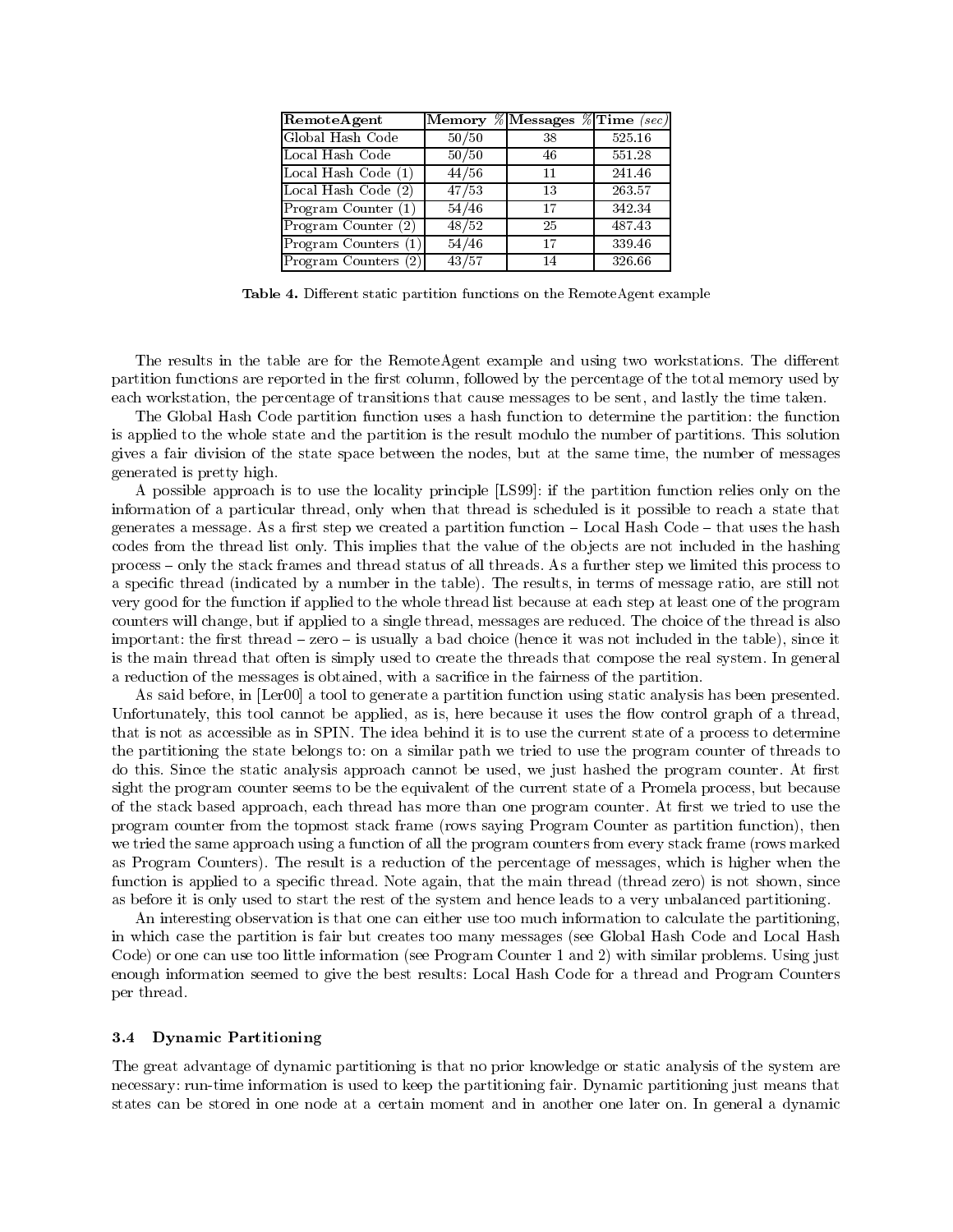| RemoteAgent | Memory % | Messages % | Time *(sec)* |
| --- | --- | --- | --- |
| Global Hash Code | 50/50 | 38 | 525.16 |
| Local Hash Code | 50/50 | 46 | 551.28 |
| Local Hash Code (1) | 44/56 | 11 | 241.46 |
| Local Hash Code (2) | 47/53 | 13 | 263.57 |
| Program Counter (1) | 54/46 | 17 | 342.34 |
| Program Counter (2) | 48/52 | 25 | 487.43 |
| Program Counters (1) | 54/46 | 17 | 339.46 |
| Program Counters (2) | 43/57 | 14 | 326.66 |

**Table 4.** Different static partition functions on the RemoteAgent example

The results in the table are for the RemoteAgent example and using two workstations. The different partition functions are reported in the first column, followed by the percentage of the total memory used by each workstation, the percentage of transitions that cause messages to be sent, and lastly the time taken.

The Global Hash Code partition function uses a hash function to determine the partition: the function is applied to the whole state and the partition is the result modulo the number of partitions. This solution gives a fair division of the state space between the nodes, but at the same time, the number of messages generated is pretty high.

A possible approach is to use the locality principle [LS99]: if the partition function relies only on the information of a particular thread, only when that thread is scheduled is it possible to reach a state that generates a message. As a first step we created a partition function – Local Hash Code – that uses the hash codes from the thread list only. This implies that the value of the objects are not included in the hashing process – only the stack frames and thread status of all threads. As a further step we limited this process to a specific thread (indicated by a number in the table). The results, in terms of message ratio, are still not very good for the function if applied to the whole thread list because at each step at least one of the program counters will change, but if applied to a single thread, messages are reduced. The choice of the thread is also important: the first thread – zero – is usually a bad choice (hence it was not included in the table), since it is the main thread that often is simply used to create the threads that compose the real system. In general a reduction of the messages is obtained, with a sacrifice in the fairness of the partition.

As said before, in [Ler00] a tool to generate a partition function using static analysis has been presented. Unfortunately, this tool cannot be applied, as is, here because it uses the flow control graph of a thread, that is not as accessible as in SPIN. The idea behind it is to use the current state of a process to determine the partitioning the state belongs to: on a similar path we tried to use the program counter of threads to do this. Since the static analysis approach cannot be used, we just hashed the program counter. At first sight the program counter seems to be the equivalent of the current state of a Promela process, but because of the stack based approach, each thread has more than one program counter. At first we tried to use the program counter from the topmost stack frame (rows saying Program Counter as partition function), then we tried the same approach using a function of all the program counters from every stack frame (rows marked as Program Counters). The result is a reduction of the percentage of messages, which is higher when the function is applied to a specific thread. Note again, that the main thread (thread zero) is not shown, since as before it is only used to start the rest of the system and hence leads to a very unbalanced partitioning.

An interesting observation is that one can either use too much information to calculate the partitioning, in which case the partition is fair but creates too many messages (see Global Hash Code and Local Hash Code) or one can use too little information (see Program Counter 1 and 2) with similar problems. Using just enough information seemed to give the best results: Local Hash Code for a thread and Program Counters per thread.

### 3.4 Dynamic Partitioning

The great advantage of dynamic partitioning is that no prior knowledge or static analysis of the system are necessary: run-time information is used to keep the partitioning fair. Dynamic partitioning just means that states can be stored in one node at a certain moment and in another one later on. In general a dynamic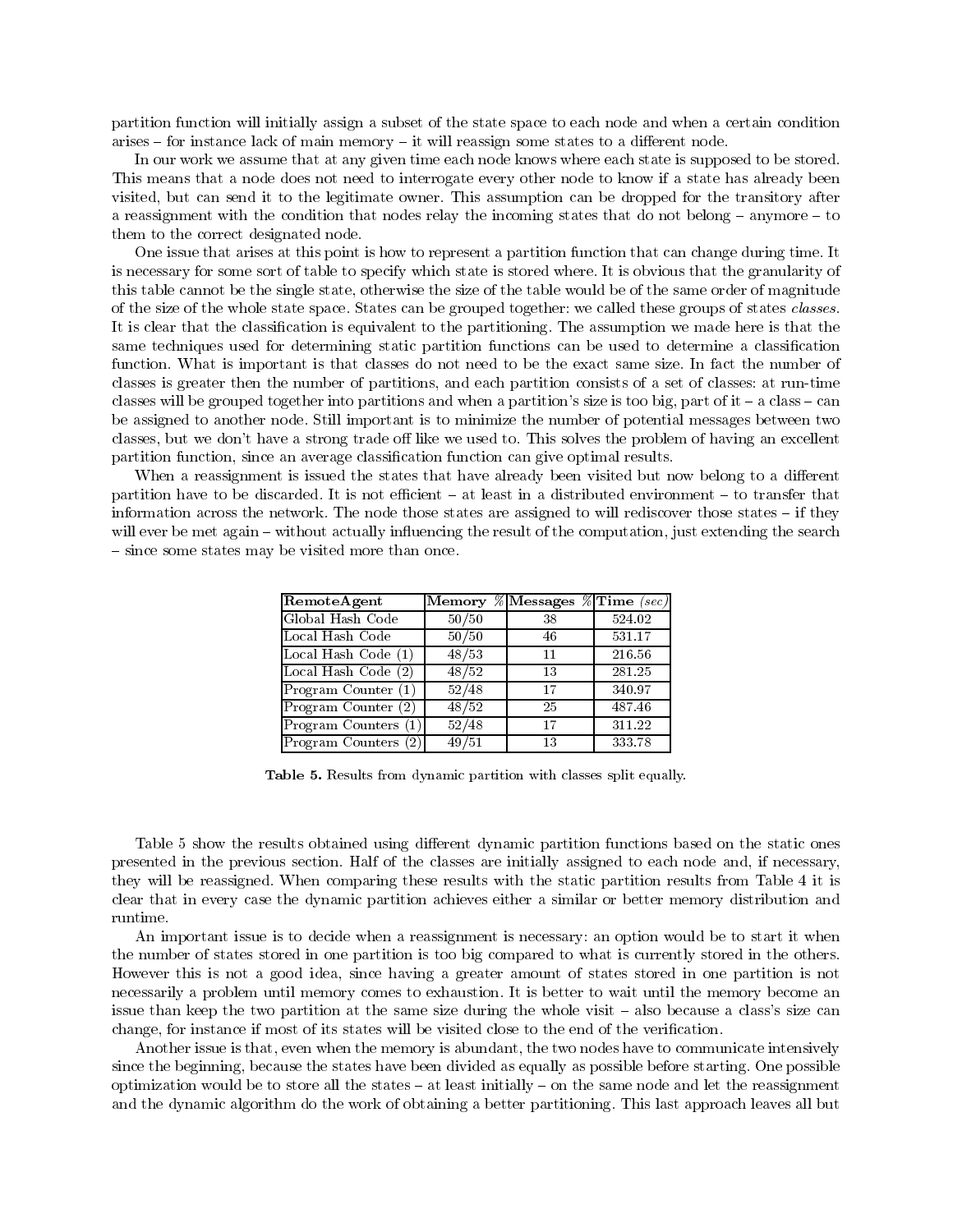partition function will initially assign a subset of the state space to each node and when a certain condition arises – for instance lack of main memory – it will reassign some states to a different node.

In our work we assume that at any given time each node knows where each state is supposed to be stored. This means that a node does not need to interrogate every other node to know if a state has already been visited, but can send it to the legitimate owner. This assumption can be dropped for the transitory after a reassignment with the condition that nodes relay the incoming states that do not belong – anymore – to them to the correct designated node.

One issue that arises at this point is how to represent a partition function that can change during time. It is necessary for some sort of table to specify which state is stored where. It is obvious that the granularity of this table cannot be the single state, otherwise the size of the table would be of the same order of magnitude of the size of the whole state space. States can be grouped together: we called these groups of states *classes*. It is clear that the classification is equivalent to the partitioning. The assumption we made here is that the same techniques used for determining static partition functions can be used to determine a classification function. What is important is that classes do not need to be the exact same size. In fact the number of classes is greater then the number of partitions, and each partition consists of a set of classes: at run-time classes will be grouped together into partitions and when a partition's size is too big, part of it – a class – can be assigned to another node. Still important is to minimize the number of potential messages between two classes, but we don't have a strong trade off like we used to. This solves the problem of having an excellent partition function, since an average classification function can give optimal results.

When a reassignment is issued the states that have already been visited but now belong to a different partition have to be discarded. It is not efficient – at least in a distributed environment – to transfer that information across the network. The node those states are assigned to will rediscover those states – if they will ever be met again – without actually influencing the result of the computation, just extending the search – since some states may be visited more than once.

| **RemoteAgent** | **Memory** % | **Messages** % | **Time** *(sec)* |
|---|---|---|---|
| Global Hash Code | 50/50 | 38 | 524.02 |
| Local Hash Code | 50/50 | 46 | 531.17 |
| Local Hash Code (1) | 48/53 | 11 | 216.56 |
| Local Hash Code (2) | 48/52 | 13 | 281.25 |
| Program Counter (1) | 52/48 | 17 | 340.97 |
| Program Counter (2) | 48/52 | 25 | 487.46 |
| Program Counters (1) | 52/48 | 17 | 311.22 |
| Program Counters (2) | 49/51 | 13 | 333.78 |

**Table 5.** Results from dynamic partition with classes split equally.

Table 5 show the results obtained using different dynamic partition functions based on the static ones presented in the previous section. Half of the classes are initially assigned to each node and, if necessary, they will be reassigned. When comparing these results with the static partition results from Table 4 it is clear that in every case the dynamic partition achieves either a similar or better memory distribution and runtime.

An important issue is to decide when a reassignment is necessary: an option would be to start it when the number of states stored in one partition is too big compared to what is currently stored in the others. However this is not a good idea, since having a greater amount of states stored in one partition is not necessarily a problem until memory comes to exhaustion. It is better to wait until the memory become an issue than keep the two partition at the same size during the whole visit – also because a class's size can change, for instance if most of its states will be visited close to the end of the verification.

Another issue is that, even when the memory is abundant, the two nodes have to communicate intensively since the beginning, because the states have been divided as equally as possible before starting. One possible optimization would be to store all the states – at least initially – on the same node and let the reassignment and the dynamic algorithm do the work of obtaining a better partitioning. This last approach leaves all but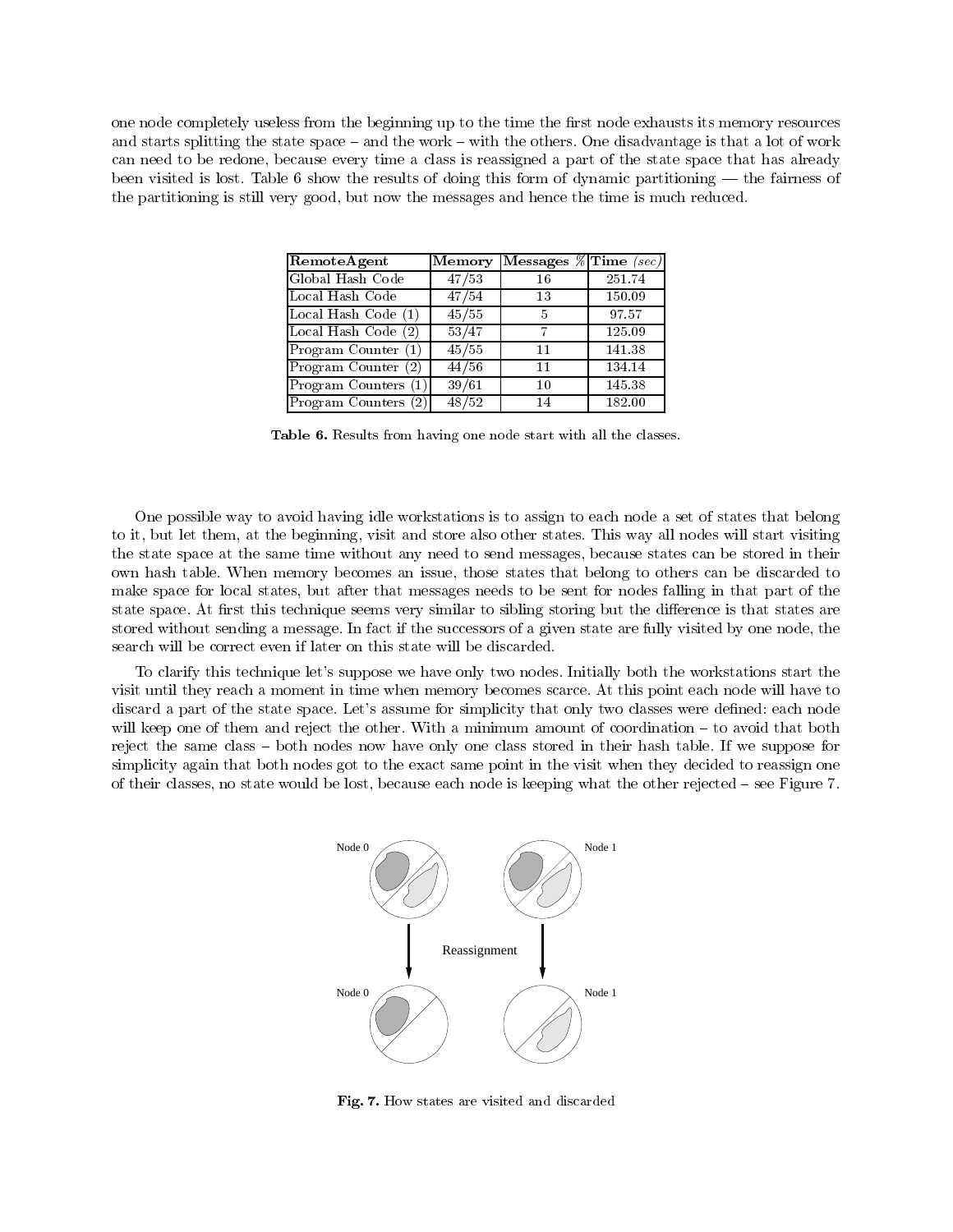one node completely useless from the beginning up to the time the first node exhausts its memory resources and starts splitting the state space – and the work – with the others. One disadvantage is that a lot of work can need to be redone, because every time a class is reassigned a part of the state space that has already been visited is lost. Table 6 show the results of doing this form of dynamic partitioning — the fairness of the partitioning is still very good, but now the messages and hence the time is much reduced.

| **RemoteAgent** | **Memory** | **Messages %** | **Time** *(sec)* |
|---|---|---|---|
| Global Hash Code | 47/53 | 16 | 251.74 |
| Local Hash Code | 47/54 | 13 | 150.09 |
| Local Hash Code (1) | 45/55 | 5 | 97.57 |
| Local Hash Code (2) | 53/47 | 7 | 125.09 |
| Program Counter (1) | 45/55 | 11 | 141.38 |
| Program Counter (2) | 44/56 | 11 | 134.14 |
| Program Counters (1) | 39/61 | 10 | 145.38 |
| Program Counters (2) | 48/52 | 14 | 182.00 |

**Table 6.** Results from having one node start with all the classes.

One possible way to avoid having idle workstations is to assign to each node a set of states that belong to it, but let them, at the beginning, visit and store also other states. This way all nodes will start visiting the state space at the same time without any need to send messages, because states can be stored in their own hash table. When memory becomes an issue, those states that belong to others can be discarded to make space for local states, but after that messages needs to be sent for nodes falling in that part of the state space. At first this technique seems very similar to sibling storing but the difference is that states are stored without sending a message. In fact if the successors of a given state are fully visited by one node, the search will be correct even if later on this state will be discarded.

To clarify this technique let's suppose we have only two nodes. Initially both the workstations start the visit until they reach a moment in time when memory becomes scarce. At this point each node will have to discard a part of the state space. Let's assume for simplicity that only two classes were defined: each node will keep one of them and reject the other. With a minimum amount of coordination – to avoid that both reject the same class – both nodes now have only one class stored in their hash table. If we suppose for simplicity again that both nodes got to the exact same point in the visit when they decided to reassign one of their classes, no state would be lost, because each node is keeping what the other rejected – see Figure 7.

Node 0
Node 1
Reassignment
Node 0
Node 1

**Fig. 7.** How states are visited and discarded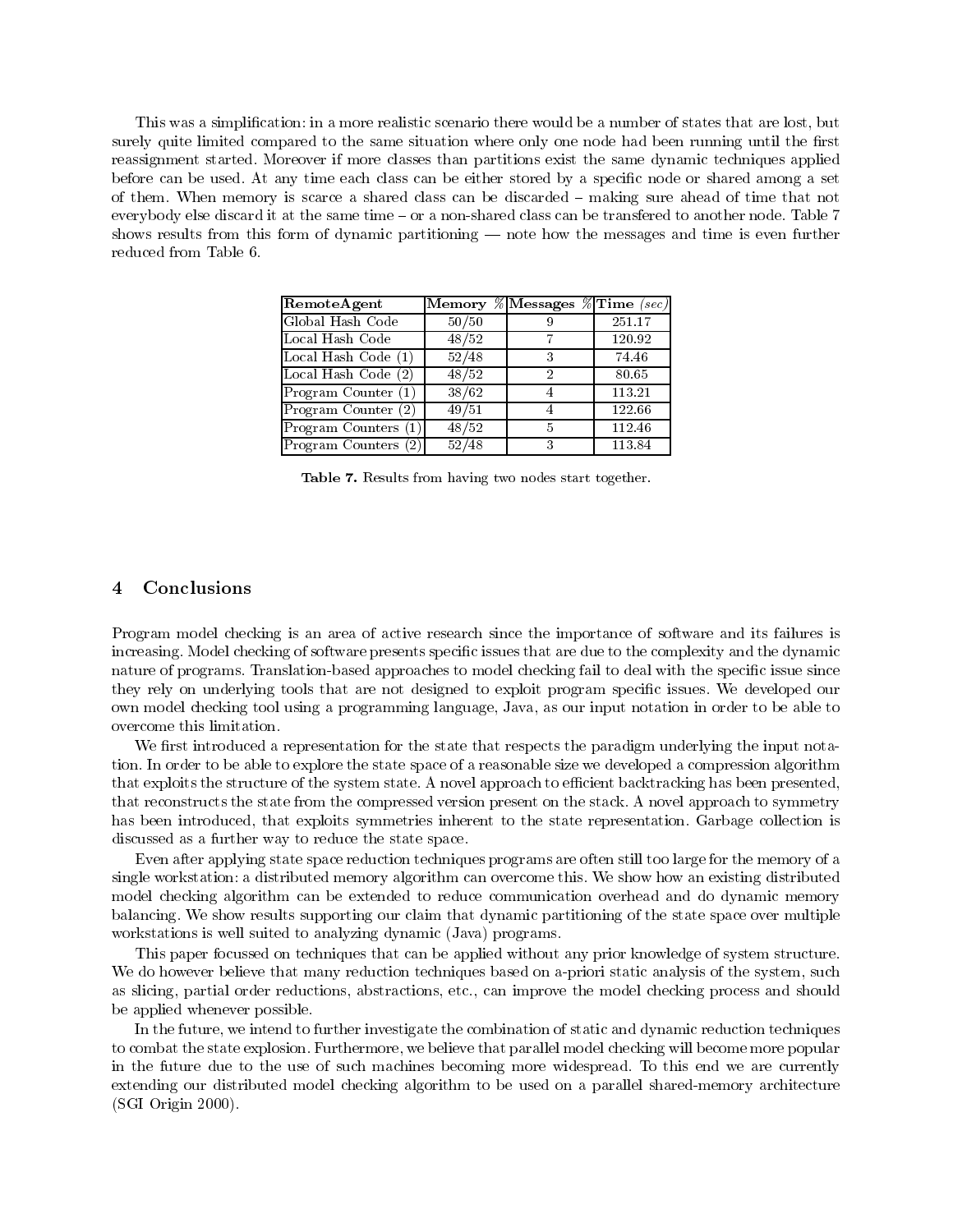This was a simplification: in a more realistic scenario there would be a number of states that are lost, but surely quite limited compared to the same situation where only one node had been running until the first reassignment started. Moreover if more classes than partitions exist the same dynamic techniques applied before can be used. At any time each class can be either stored by a specific node or shared among a set of them. When memory is scarce a shared class can be discarded – making sure ahead of time that not everybody else discard it at the same time – or a non-shared class can be transfered to another node. Table 7 shows results from this form of dynamic partitioning — note how the messages and time is even further reduced from Table 6.

| **RemoteAgent** | **Memory** % | **Messages** % | **Time** *(sec)* |
|---|---|---|---|
| Global Hash Code | 50/50 | 9 | 251.17 |
| Local Hash Code | 48/52 | 7 | 120.92 |
| Local Hash Code (1) | 52/48 | 3 | 74.46 |
| Local Hash Code (2) | 48/52 | 2 | 80.65 |
| Program Counter (1) | 38/62 | 4 | 113.21 |
| Program Counter (2) | 49/51 | 4 | 122.66 |
| Program Counters (1) | 48/52 | 5 | 112.46 |
| Program Counters (2) | 52/48 | 3 | 113.84 |

**Table 7.** Results from having two nodes start together.

## 4 Conclusions

Program model checking is an area of active research since the importance of software and its failures is increasing. Model checking of software presents specific issues that are due to the complexity and the dynamic nature of programs. Translation-based approaches to model checking fail to deal with the specific issue since they rely on underlying tools that are not designed to exploit program specific issues. We developed our own model checking tool using a programming language, Java, as our input notation in order to be able to overcome this limitation.

We first introduced a representation for the state that respects the paradigm underlying the input notation. In order to be able to explore the state space of a reasonable size we developed a compression algorithm that exploits the structure of the system state. A novel approach to efficient backtracking has been presented, that reconstructs the state from the compressed version present on the stack. A novel approach to symmetry has been introduced, that exploits symmetries inherent to the state representation. Garbage collection is discussed as a further way to reduce the state space.

Even after applying state space reduction techniques programs are often still too large for the memory of a single workstation: a distributed memory algorithm can overcome this. We show how an existing distributed model checking algorithm can be extended to reduce communication overhead and do dynamic memory balancing. We show results supporting our claim that dynamic partitioning of the state space over multiple workstations is well suited to analyzing dynamic (Java) programs.

This paper focussed on techniques that can be applied without any prior knowledge of system structure. We do however believe that many reduction techniques based on a-priori static analysis of the system, such as slicing, partial order reductions, abstractions, etc., can improve the model checking process and should be applied whenever possible.

In the future, we intend to further investigate the combination of static and dynamic reduction techniques to combat the state explosion. Furthermore, we believe that parallel model checking will become more popular in the future due to the use of such machines becoming more widespread. To this end we are currently extending our distributed model checking algorithm to be used on a parallel shared-memory architecture (SGI Origin 2000).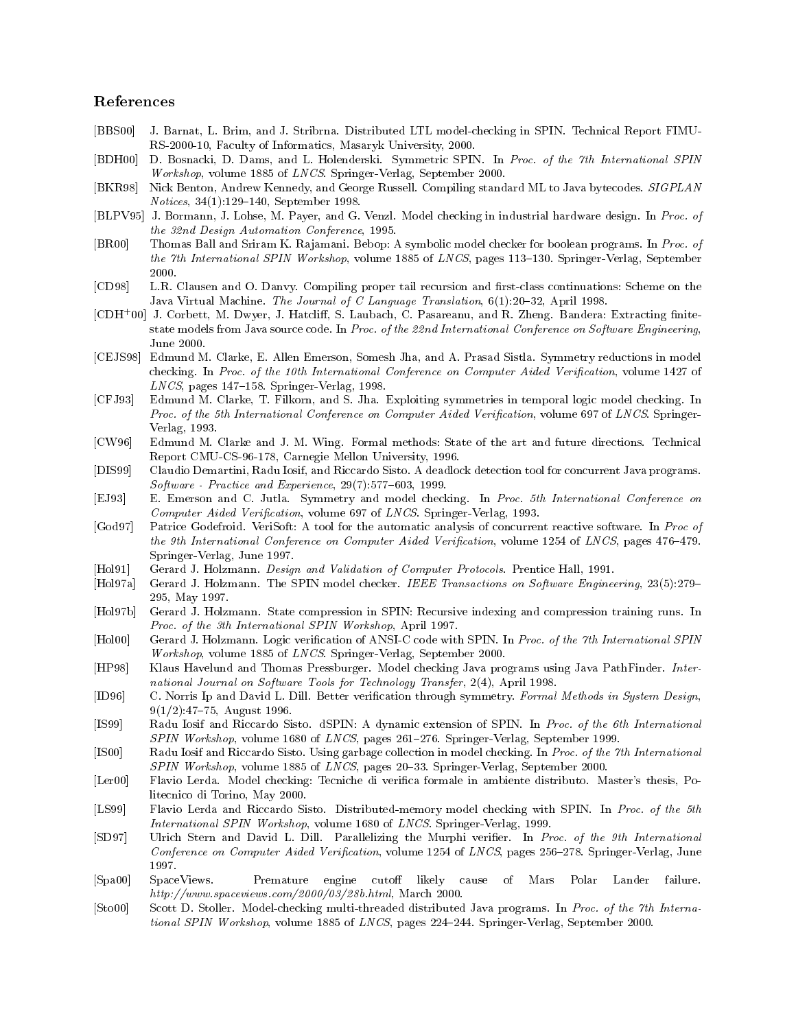## References

[BBS00] J. Barnat, L. Brim, and J. Stribrna. Distributed LTL model-checking in SPIN. Technical Report FIMU-RS-2000-10, Faculty of Informatics, Masaryk University, 2000.

[BDH00] D. Bosnacki, D. Dams, and L. Holenderski. Symmetric SPIN. In *Proc. of the 7th International SPIN Workshop*, volume 1885 of *LNCS*. Springer-Verlag, September 2000.

[BKR98] Nick Benton, Andrew Kennedy, and George Russell. Compiling standard ML to Java bytecodes. *SIGPLAN Notices*, 34(1):129–140, September 1998.

[BLPV95] J. Bormann, J. Lohse, M. Payer, and G. Venzl. Model checking in industrial hardware design. In *Proc. of the 32nd Design Automation Conference*, 1995.

[BR00] Thomas Ball and Sriram K. Rajamani. Bebop: A symbolic model checker for boolean programs. In *Proc. of the 7th International SPIN Workshop*, volume 1885 of *LNCS*, pages 113–130. Springer-Verlag, September 2000.

[CD98] L.R. Clausen and O. Danvy. Compiling proper tail recursion and first-class continuations: Scheme on the Java Virtual Machine. *The Journal of C Language Translation*, 6(1):20–32, April 1998.

[CDH+00] J. Corbett, M. Dwyer, J. Hatcliff, S. Laubach, C. Pasareanu, and R. Zheng. Bandera: Extracting finite-state models from Java source code. In *Proc. of the 22nd International Conference on Software Engineering*, June 2000.

[CEJS98] Edmund M. Clarke, E. Allen Emerson, Somesh Jha, and A. Prasad Sistla. Symmetry reductions in model checking. In *Proc. of the 10th International Conference on Computer Aided Verification*, volume 1427 of *LNCS*, pages 147–158. Springer-Verlag, 1998.

[CFJ93] Edmund M. Clarke, T. Filkorn, and S. Jha. Exploiting symmetries in temporal logic model checking. In *Proc. of the 5th International Conference on Computer Aided Verification*, volume 697 of *LNCS*. Springer-Verlag, 1993.

[CW96] Edmund M. Clarke and J. M. Wing. Formal methods: State of the art and future directions. Technical Report CMU-CS-96-178, Carnegie Mellon University, 1996.

[DIS99] Claudio Demartini, Radu Iosif, and Riccardo Sisto. A deadlock detection tool for concurrent Java programs. *Software - Practice and Experience*, 29(7):577–603, 1999.

[EJ93] E. Emerson and C. Jutla. Symmetry and model checking. In *Proc. 5th International Conference on Computer Aided Verification*, volume 697 of *LNCS*. Springer-Verlag, 1993.

[God97] Patrice Godefroid. VeriSoft: A tool for the automatic analysis of concurrent reactive software. In *Proc of the 9th International Conference on Computer Aided Verification*, volume 1254 of *LNCS*, pages 476–479. Springer-Verlag, June 1997.

[Hol91] Gerard J. Holzmann. *Design and Validation of Computer Protocols*. Prentice Hall, 1991.

[Hol97a] Gerard J. Holzmann. The SPIN model checker. *IEEE Transactions on Software Engineering*, 23(5):279–295, May 1997.

[Hol97b] Gerard J. Holzmann. State compression in SPIN: Recursive indexing and compression training runs. In *Proc. of the 3th International SPIN Workshop*, April 1997.

[Hol00] Gerard J. Holzmann. Logic verification of ANSI-C code with SPIN. In *Proc. of the 7th International SPIN Workshop*, volume 1885 of *LNCS*. Springer-Verlag, September 2000.

[HP98] Klaus Havelund and Thomas Pressburger. Model checking Java programs using Java PathFinder. *International Journal on Software Tools for Technology Transfer*, 2(4), April 1998.

[ID96] C. Norris Ip and David L. Dill. Better verification through symmetry. *Formal Methods in System Design*, 9(1/2):47–75, August 1996.

[IS99] Radu Iosif and Riccardo Sisto. dSPIN: A dynamic extension of SPIN. In *Proc. of the 6th International SPIN Workshop*, volume 1680 of *LNCS*, pages 261–276. Springer-Verlag, September 1999.

[IS00] Radu Iosif and Riccardo Sisto. Using garbage collection in model checking. In *Proc. of the 7th International SPIN Workshop*, volume 1885 of *LNCS*, pages 20–33. Springer-Verlag, September 2000.

[Ler00] Flavio Lerda. Model checking: Tecniche di verifica formale in ambiente distribuito. Master's thesis, Politecnico di Torino, May 2000.

[LS99] Flavio Lerda and Riccardo Sisto. Distributed-memory model checking with SPIN. In *Proc. of the 5th International SPIN Workshop*, volume 1680 of *LNCS*. Springer-Verlag, 1999.

[SD97] Ulrich Stern and David L. Dill. Parallelizing the Murphi verifier. In *Proc. of the 9th International Conference on Computer Aided Verification*, volume 1254 of *LNCS*, pages 256–278. Springer-Verlag, June 1997.

[Spa00] SpaceViews. Premature engine cutoff likely cause of Mars Polar Lander failure. *http://www.spaceviews.com/2000/03/28b.html*, March 2000.

[Sto00] Scott D. Stoller. Model-checking multi-threaded distributed Java programs. In *Proc. of the 7th International SPIN Workshop*, volume 1885 of *LNCS*, pages 224–244. Springer-Verlag, September 2000.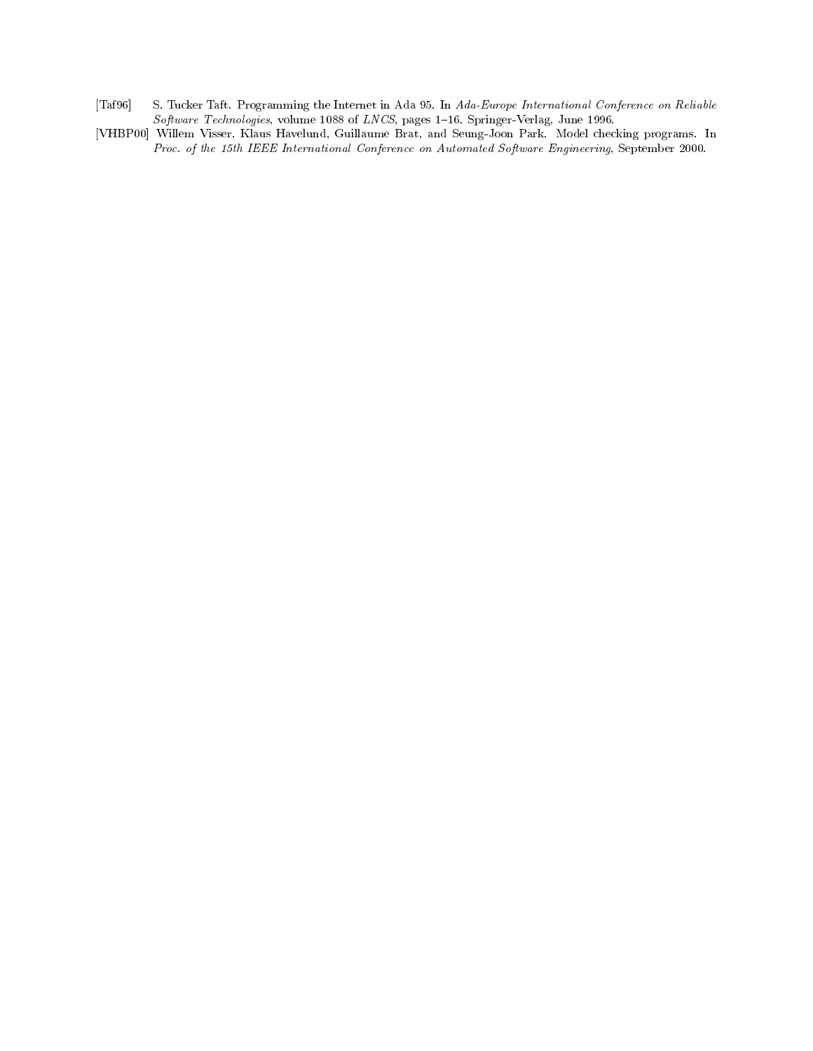[Taf96] S. Tucker Taft. Programming the Internet in Ada 95. In *Ada-Europe International Conference on Reliable Software Technologies*, volume 1088 of *LNCS*, pages 1–16. Springer-Verlag, June 1996.

[VHBP00] Willem Visser, Klaus Havelund, Guillaume Brat, and Seung-Joon Park. Model checking programs. In *Proc. of the 15th IEEE International Conference on Automated Software Engineering*, September 2000.